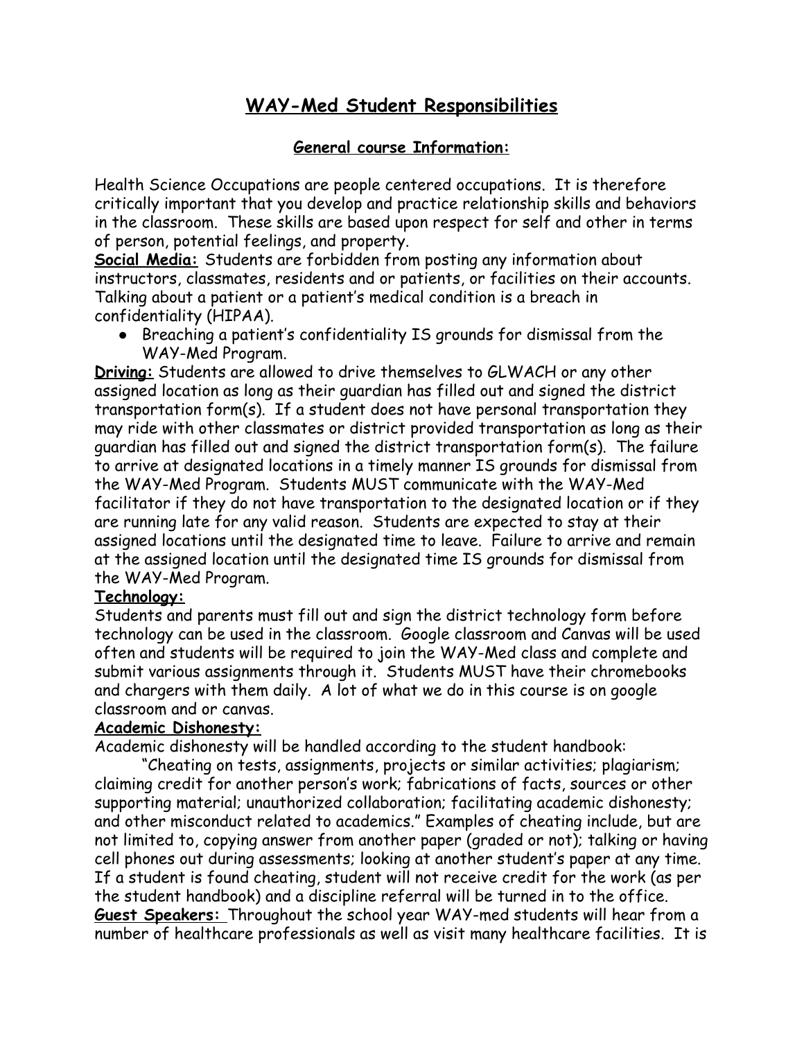# <u>WAY-Med Student Responsibilities</u>

### ***<u>General course Information:</u>***

Health Science Occupations are people centered occupations. It is therefore critically important that you develop and practice relationship skills and behaviors in the classroom. These skills are based upon respect for self and other in terms of person, potential feelings, and property.

**<u>Social Media:</u>** Students are forbidden from posting any information about instructors, classmates, residents and or patients, or facilities on their accounts. Talking about a patient or a patient's medical condition is a breach in confidentiality (HIPAA).

- Breaching a patient's confidentiality IS grounds for dismissal from the WAY-Med Program.

**<u>Driving:</u>** Students are allowed to drive themselves to GLWACH or any other assigned location as long as their guardian has filled out and signed the district transportation form(s). If a student does not have personal transportation they may ride with other classmates or district provided transportation as long as their guardian has filled out and signed the district transportation form(s). The failure to arrive at designated locations in a timely manner IS grounds for dismissal from the WAY-Med Program. Students MUST communicate with the WAY-Med facilitator if they do not have transportation to the designated location or if they are running late for any valid reason. Students are expected to stay at their assigned locations until the designated time to leave. Failure to arrive and remain at the assigned location until the designated time IS grounds for dismissal from the WAY-Med Program.

**<u>Technology:</u>**
Students and parents must fill out and sign the district technology form before technology can be used in the classroom. Google classroom and Canvas will be used often and students will be required to join the WAY-Med class and complete and submit various assignments through it. Students MUST have their chromebooks and chargers with them daily. A lot of what we do in this course is on google classroom and or canvas.

**<u>Academic Dishonesty:</u>**
Academic dishonesty will be handled according to the student handbook:

"Cheating on tests, assignments, projects or similar activities; plagiarism; claiming credit for another person's work; fabrications of facts, sources or other supporting material; unauthorized collaboration; facilitating academic dishonesty; and other misconduct related to academics." Examples of cheating include, but are not limited to, copying answer from another paper (graded or not); talking or having cell phones out during assessments; looking at another student's paper at any time. If a student is found cheating, student will not receive credit for the work (as per the student handbook) and a discipline referral will be turned in to the office.

**<u>Guest Speakers:</u>** Throughout the school year WAY-med students will hear from a number of healthcare professionals as well as visit many healthcare facilities. It is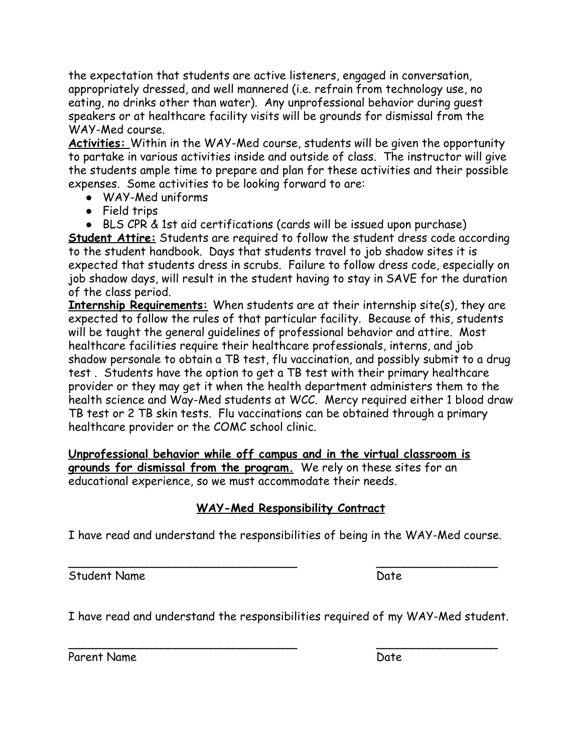the expectation that students are active listeners, engaged in conversation, appropriately dressed, and well mannered (i.e. refrain from technology use, no eating, no drinks other than water). Any unprofessional behavior during guest speakers or at healthcare facility visits will be grounds for dismissal from the WAY-Med course.

**Activities:** Within in the WAY-Med course, students will be given the opportunity to partake in various activities inside and outside of class. The instructor will give the students ample time to prepare and plan for these activities and their possible expenses. Some activities to be looking forward to are:

- WAY-Med uniforms
- Field trips
- BLS CPR & 1st aid certifications (cards will be issued upon purchase)

**Student Attire:** Students are required to follow the student dress code according to the student handbook. Days that students travel to job shadow sites it is expected that students dress in scrubs. Failure to follow dress code, especially on job shadow days, will result in the student having to stay in SAVE for the duration of the class period.

**Internship Requirements:** When students are at their internship site(s), they are expected to follow the rules of that particular facility. Because of this, students will be taught the general guidelines of professional behavior and attire. Most healthcare facilities require their healthcare professionals, interns, and job shadow personale to obtain a TB test, flu vaccination, and possibly submit to a drug test . Students have the option to get a TB test with their primary healthcare provider or they may get it when the health department administers them to the health science and Way-Med students at WCC. Mercy required either 1 blood draw TB test or 2 TB skin tests. Flu vaccinations can be obtained through a primary healthcare provider or the COMC school clinic.

**Unprofessional behavior while off campus and in the virtual classroom is grounds for dismissal from the program.** We rely on these sites for an educational experience, so we must accommodate their needs.

## WAY-Med Responsibility Contract

I have read and understand the responsibilities of being in the WAY-Med course.

_________________________________ ________________

Student Name Date

I have read and understand the responsibilities required of my WAY-Med student.

_________________________________ ________________

Parent Name Date